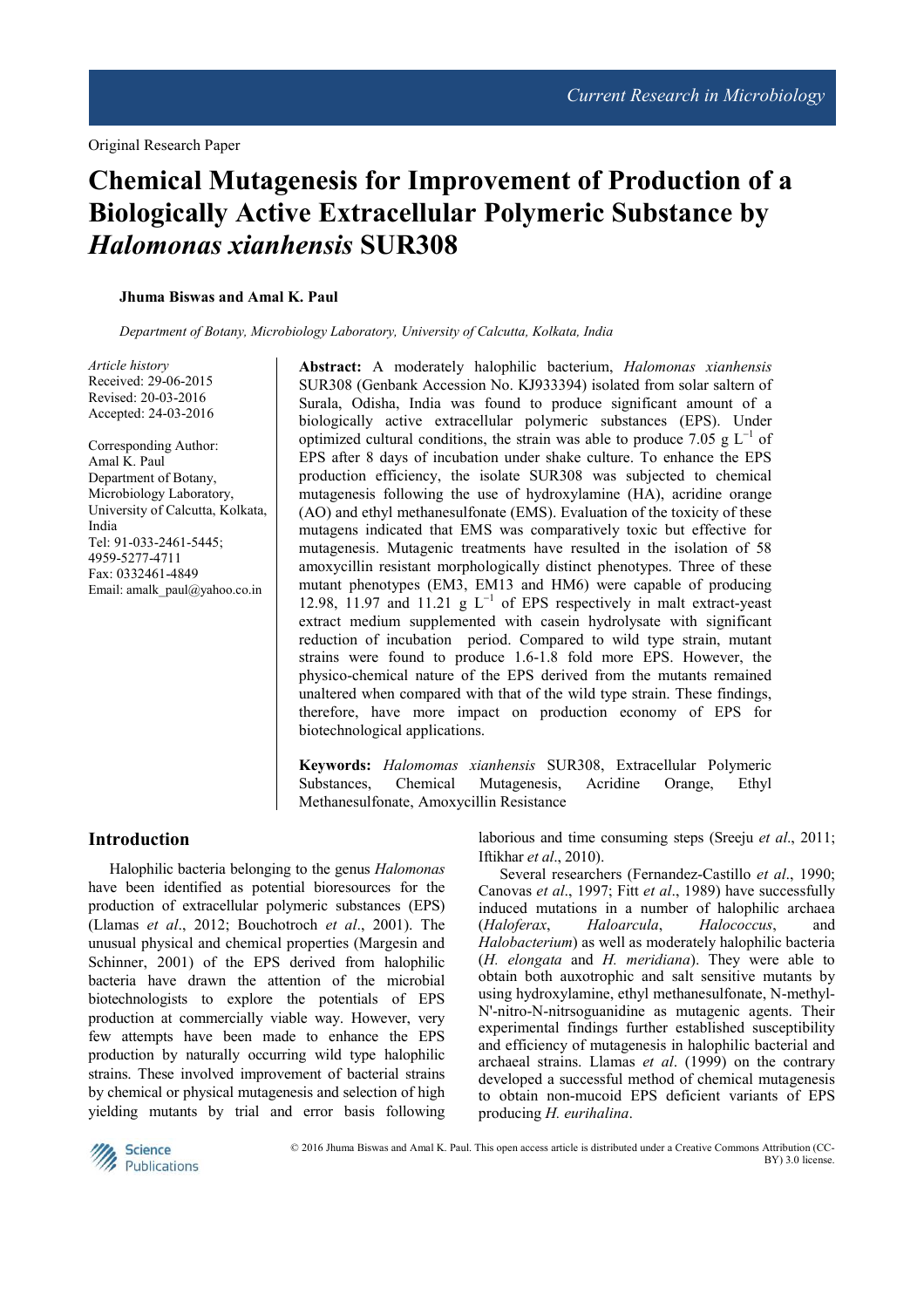Original Research Paper

# Chemical Mutagenesis for Improvement of Production of a Biologically Active Extracellular Polymeric Substance by *Halomonas xianhensis* SUR308

**Jhuma Biswas and Amal K. Paul**

*Department of Botany, Microbiology Laboratory, University of Calcutta, Kolkata, India*

*Article history*
Received: 29-06-2015
Revised: 20-03-2016
Accepted: 24-03-2016

Corresponding Author:
Amal K. Paul
Department of Botany,
Microbiology Laboratory,
University of Calcutta, Kolkata,
India
Tel: 91-033-2461-5445;
4959-5277-4711
Fax: 0332461-4849
Email: amalk_paul@yahoo.co.in

**Abstract:** A moderately halophilic bacterium, *Halomonas xianhensis* SUR308 (Genbank Accession No. KJ933394) isolated from solar saltern of Surala, Odisha, India was found to produce significant amount of a biologically active extracellular polymeric substances (EPS). Under optimized cultural conditions, the strain was able to produce 7.05 g $L^{-1}$ of EPS after 8 days of incubation under shake culture. To enhance the EPS production efficiency, the isolate SUR308 was subjected to chemical mutagenesis following the use of hydroxylamine (HA), acridine orange (AO) and ethyl methanesulfonate (EMS). Evaluation of the toxicity of these mutagens indicated that EMS was comparatively toxic but effective for mutagenesis. Mutagenic treatments have resulted in the isolation of 58 amoxycillin resistant morphologically distinct phenotypes. Three of these mutant phenotypes (EM3, EM13 and HM6) were capable of producing 12.98, 11.97 and 11.21 g $L^{-1}$ of EPS respectively in malt extract-yeast extract medium supplemented with casein hydrolysate with significant reduction of incubation period. Compared to wild type strain, mutant strains were found to produce 1.6-1.8 fold more EPS. However, the physico-chemical nature of the EPS derived from the mutants remained unaltered when compared with that of the wild type strain. These findings, therefore, have more impact on production economy of EPS for biotechnological applications.

**Keywords:** *Halomomas xianhensis* SUR308, Extracellular Polymeric Substances, Chemical Mutagenesis, Acridine Orange, Ethyl Methanesulfonate, Amoxycillin Resistance

## Introduction

Halophilic bacteria belonging to the genus *Halomonas* have been identified as potential bioresources for the production of extracellular polymeric substances (EPS) (Llamas *et al*., 2012; Bouchotroch *et al*., 2001). The unusual physical and chemical properties (Margesin and Schinner, 2001) of the EPS derived from halophilic bacteria have drawn the attention of the microbial biotechnologists to explore the potentials of EPS production at commercially viable way. However, very few attempts have been made to enhance the EPS production by naturally occurring wild type halophilic strains. These involved improvement of bacterial strains by chemical or physical mutagenesis and selection of high yielding mutants by trial and error basis following laborious and time consuming steps (Sreeju *et al*., 2011; Iftikhar *et al*., 2010).

Several researchers (Fernandez-Castillo *et al*., 1990; Canovas *et al*., 1997; Fitt *et al*., 1989) have successfully induced mutations in a number of halophilic archaea (*Haloferax*, *Haloarcula*, *Halococcus*, and *Halobacterium*) as well as moderately halophilic bacteria (*H. elongata* and *H. meridiana*). They were able to obtain both auxotrophic and salt sensitive mutants by using hydroxylamine, ethyl methanesulfonate, N-methyl-N'-nitro-N-nitrsoguanidine as mutagenic agents. Their experimental findings further established susceptibility and efficiency of mutagenesis in halophilic bacterial and archaeal strains. Llamas *et al*. (1999) on the contrary developed a successful method of chemical mutagenesis to obtain non-mucoid EPS deficient variants of EPS producing *H. eurihalina*.

© 2016 Jhuma Biswas and Amal K. Paul. This open access article is distributed under a Creative Commons Attribution (CC-BY) 3.0 license.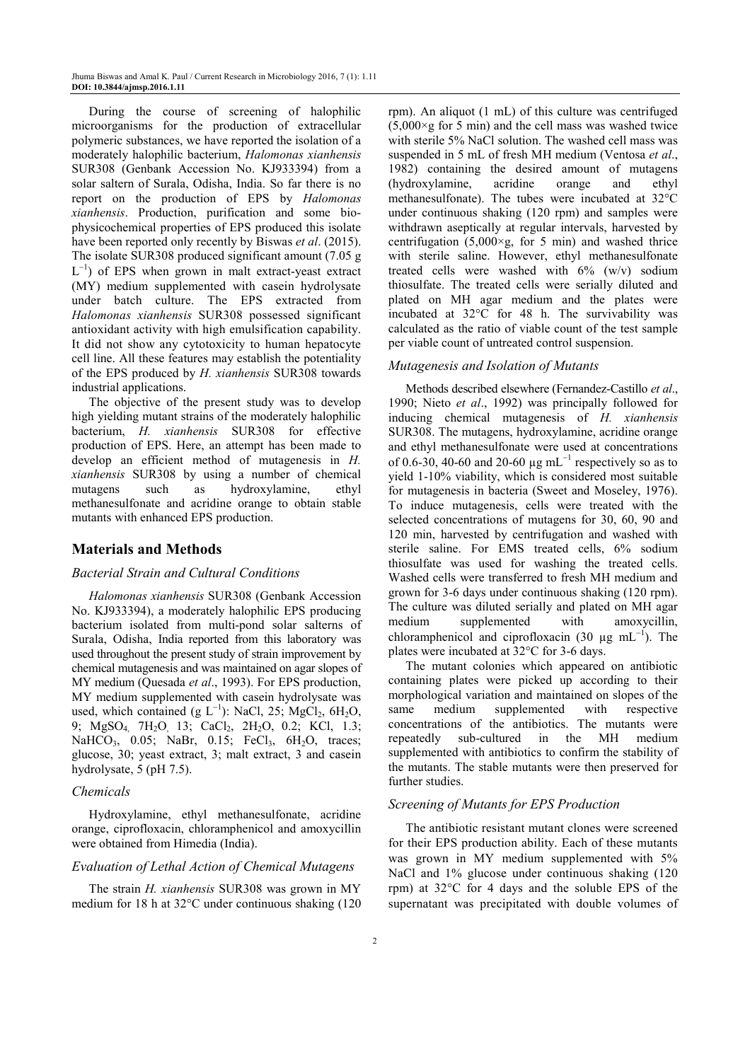During the course of screening of halophilic microorganisms for the production of extracellular polymeric substances, we have reported the isolation of a moderately halophilic bacterium, *Halomonas xianhensis* SUR308 (Genbank Accession No. KJ933394) from a solar saltern of Surala, Odisha, India. So far there is no report on the production of EPS by *Halomonas xianhensis*. Production, purification and some bio-physicochemical properties of EPS produced this isolate have been reported only recently by Biswas *et al*. (2015). The isolate SUR308 produced significant amount (7.05 g $L^{-1}$) of EPS when grown in malt extract-yeast extract (MY) medium supplemented with casein hydrolysate under batch culture. The EPS extracted from *Halomonas xianhensis* SUR308 possessed significant antioxidant activity with high emulsification capability. It did not show any cytotoxicity to human hepatocyte cell line. All these features may establish the potentiality of the EPS produced by *H. xianhensis* SUR308 towards industrial applications.

The objective of the present study was to develop high yielding mutant strains of the moderately halophilic bacterium, *H. xianhensis* SUR308 for effective production of EPS. Here, an attempt has been made to develop an efficient method of mutagenesis in *H. xianhensis* SUR308 by using a number of chemical mutagens such as hydroxylamine, ethyl methanesulfonate and acridine orange to obtain stable mutants with enhanced EPS production.

## Materials and Methods

### Bacterial Strain and Cultural Conditions

*Halomonas xianhensis* SUR308 (Genbank Accession No. KJ933394), a moderately halophilic EPS producing bacterium isolated from multi-pond solar salterns of Surala, Odisha, India reported from this laboratory was used throughout the present study of strain improvement by chemical mutagenesis and was maintained on agar slopes of MY medium (Quesada *et al*., 1993). For EPS production, MY medium supplemented with casein hydrolysate was used, which contained (g $L^{-1}$): NaCl, 25; $MgCl_2$, $6H_2O$, 9; $MgSO_4$, $7H_2O$, 13; $CaCl_2$, $2H_2O$, 0.2; KCl, 1.3; $NaHCO_3$, 0.05; NaBr, 0.15; $FeCl_3$, $6H_2O$, traces; glucose, 30; yeast extract, 3; malt extract, 3 and casein hydrolysate, 5 (pH 7.5).

### Chemicals

Hydroxylamine, ethyl methanesulfonate, acridine orange, ciprofloxacin, chloramphenicol and amoxycillin were obtained from Himedia (India).

### Evaluation of Lethal Action of Chemical Mutagens

The strain *H. xianhensis* SUR308 was grown in MY medium for 18 h at 32°C under continuous shaking (120 rpm). An aliquot (1 mL) of this culture was centrifuged (5,000×g for 5 min) and the cell mass was washed twice with sterile 5% NaCl solution. The washed cell mass was suspended in 5 mL of fresh MH medium (Ventosa *et al*., 1982) containing the desired amount of mutagens (hydroxylamine, acridine orange and ethyl methanesulfonate). The tubes were incubated at 32°C under continuous shaking (120 rpm) and samples were withdrawn aseptically at regular intervals, harvested by centrifugation (5,000×g, for 5 min) and washed thrice with sterile saline. However, ethyl methanesulfonate treated cells were washed with 6% (w/v) sodium thiosulfate. The treated cells were serially diluted and plated on MH agar medium and the plates were incubated at 32°C for 48 h. The survivability was calculated as the ratio of viable count of the test sample per viable count of untreated control suspension.

### Mutagenesis and Isolation of Mutants

Methods described elsewhere (Fernandez-Castillo *et al*., 1990; Nieto *et al*., 1992) was principally followed for inducing chemical mutagenesis of *H. xianhensis* SUR308. The mutagens, hydroxylamine, acridine orange and ethyl methanesulfonate were used at concentrations of 0.6-30, 40-60 and 20-60 µg $mL^{-1}$ respectively so as to yield 1-10% viability, which is considered most suitable for mutagenesis in bacteria (Sweet and Moseley, 1976). To induce mutagenesis, cells were treated with the selected concentrations of mutagens for 30, 60, 90 and 120 min, harvested by centrifugation and washed with sterile saline. For EMS treated cells, 6% sodium thiosulfate was used for washing the treated cells. Washed cells were transferred to fresh MH medium and grown for 3-6 days under continuous shaking (120 rpm). The culture was diluted serially and plated on MH agar medium supplemented with amoxycillin, chloramphenicol and ciprofloxacin (30 µg $mL^{-1}$). The plates were incubated at 32°C for 3-6 days.

The mutant colonies which appeared on antibiotic containing plates were picked up according to their morphological variation and maintained on slopes of the same medium supplemented with respective concentrations of the antibiotics. The mutants were repeatedly sub-cultured in the MH medium supplemented with antibiotics to confirm the stability of the mutants. The stable mutants were then preserved for further studies.

### Screening of Mutants for EPS Production

The antibiotic resistant mutant clones were screened for their EPS production ability. Each of these mutants was grown in MY medium supplemented with 5% NaCl and 1% glucose under continuous shaking (120 rpm) at 32°C for 4 days and the soluble EPS of the supernatant was precipitated with double volumes of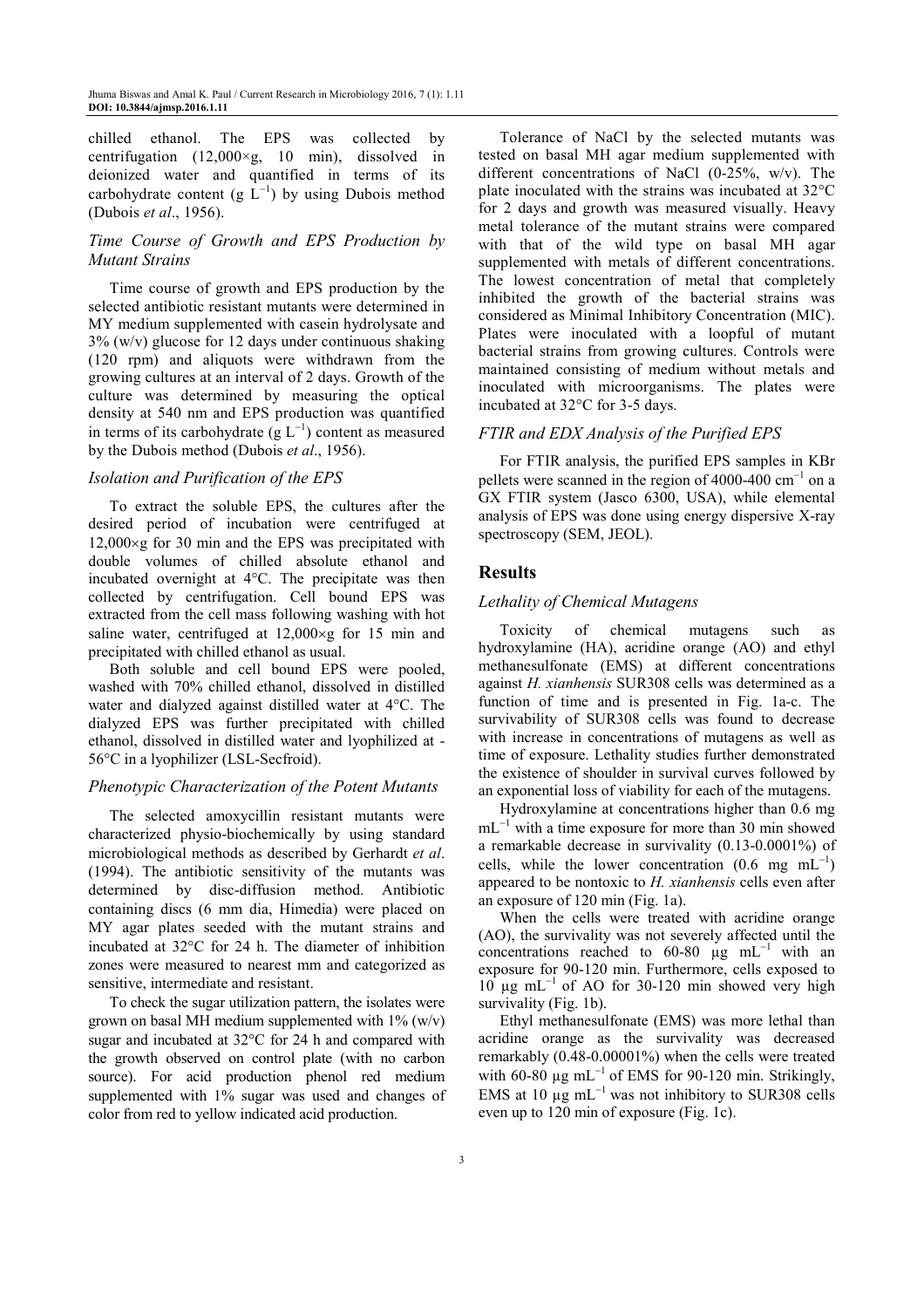chilled ethanol. The EPS was collected by centrifugation (12,000×g, 10 min), dissolved in deionized water and quantified in terms of its carbohydrate content (g $L^{-1}$) by using Dubois method (Dubois *et al*., 1956).

### *Time Course of Growth and EPS Production by Mutant Strains*

Time course of growth and EPS production by the selected antibiotic resistant mutants were determined in MY medium supplemented with casein hydrolysate and 3% (w/v) glucose for 12 days under continuous shaking (120 rpm) and aliquots were withdrawn from the growing cultures at an interval of 2 days. Growth of the culture was determined by measuring the optical density at 540 nm and EPS production was quantified in terms of its carbohydrate (g $L^{-1}$) content as measured by the Dubois method (Dubois *et al*., 1956).

### *Isolation and Purification of the EPS*

To extract the soluble EPS, the cultures after the desired period of incubation were centrifuged at 12,000×g for 30 min and the EPS was precipitated with double volumes of chilled absolute ethanol and incubated overnight at 4°C. The precipitate was then collected by centrifugation. Cell bound EPS was extracted from the cell mass following washing with hot saline water, centrifuged at 12,000×g for 15 min and precipitated with chilled ethanol as usual.

Both soluble and cell bound EPS were pooled, washed with 70% chilled ethanol, dissolved in distilled water and dialyzed against distilled water at 4°C. The dialyzed EPS was further precipitated with chilled ethanol, dissolved in distilled water and lyophilized at -56°C in a lyophilizer (LSL-Secfroid).

### *Phenotypic Characterization of the Potent Mutants*

The selected amoxycillin resistant mutants were characterized physio-biochemically by using standard microbiological methods as described by Gerhardt *et al*. (1994). The antibiotic sensitivity of the mutants was determined by disc-diffusion method. Antibiotic containing discs (6 mm dia, Himedia) were placed on MY agar plates seeded with the mutant strains and incubated at 32°C for 24 h. The diameter of inhibition zones were measured to nearest mm and categorized as sensitive, intermediate and resistant.

To check the sugar utilization pattern, the isolates were grown on basal MH medium supplemented with 1% (w/v) sugar and incubated at 32°C for 24 h and compared with the growth observed on control plate (with no carbon source). For acid production phenol red medium supplemented with 1% sugar was used and changes of color from red to yellow indicated acid production.

Tolerance of NaCl by the selected mutants was tested on basal MH agar medium supplemented with different concentrations of NaCl (0-25%, w/v). The plate inoculated with the strains was incubated at 32°C for 2 days and growth was measured visually. Heavy metal tolerance of the mutant strains were compared with that of the wild type on basal MH agar supplemented with metals of different concentrations. The lowest concentration of metal that completely inhibited the growth of the bacterial strains was considered as Minimal Inhibitory Concentration (MIC). Plates were inoculated with a loopful of mutant bacterial strains from growing cultures. Controls were maintained consisting of medium without metals and inoculated with microorganisms. The plates were incubated at 32°C for 3-5 days.

### *FTIR and EDX Analysis of the Purified EPS*

For FTIR analysis, the purified EPS samples in KBr pellets were scanned in the region of 4000-400 $cm^{-1}$ on a GX FTIR system (Jasco 6300, USA), while elemental analysis of EPS was done using energy dispersive X-ray spectroscopy (SEM, JEOL).

## Results

### *Lethality of Chemical Mutagens*

Toxicity of chemical mutagens such as hydroxylamine (HA), acridine orange (AO) and ethyl methanesulfonate (EMS) at different concentrations against *H. xianhensis* SUR308 cells was determined as a function of time and is presented in Fig. 1a-c. The survivability of SUR308 cells was found to decrease with increase in concentrations of mutagens as well as time of exposure. Lethality studies further demonstrated the existence of shoulder in survival curves followed by an exponential loss of viability for each of the mutagens.

Hydroxylamine at concentrations higher than 0.6 mg $mL^{-1}$ with a time exposure for more than 30 min showed a remarkable decrease in survivality (0.13-0.0001%) of cells, while the lower concentration (0.6 mg $mL^{-1}$) appeared to be nontoxic to *H. xianhensis* cells even after an exposure of 120 min (Fig. 1a).

When the cells were treated with acridine orange (AO), the survivality was not severely affected until the concentrations reached to 60-80 µg $mL^{-1}$ with an exposure for 90-120 min. Furthermore, cells exposed to 10 µg $mL^{-1}$ of AO for 30-120 min showed very high survivality (Fig. 1b).

Ethyl methanesulfonate (EMS) was more lethal than acridine orange as the survivality was decreased remarkably (0.48-0.00001%) when the cells were treated with 60-80 µg $mL^{-1}$ of EMS for 90-120 min. Strikingly, EMS at 10 µg $mL^{-1}$ was not inhibitory to SUR308 cells even up to 120 min of exposure (Fig. 1c).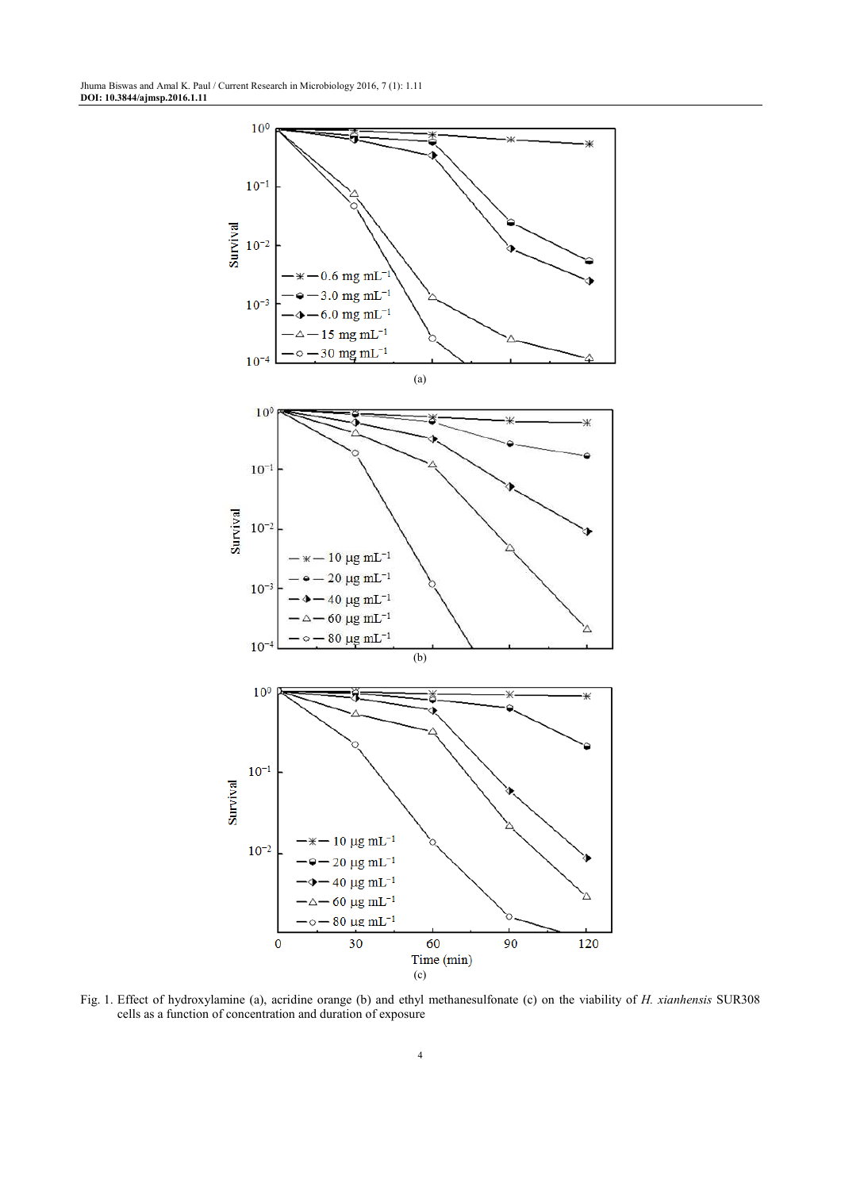Fig. 1. Effect of hydroxylamine (a), acridine orange (b) and ethyl methanesulfonate (c) on the viability of *H. xianhensis* SUR308 cells as a function of concentration and duration of exposure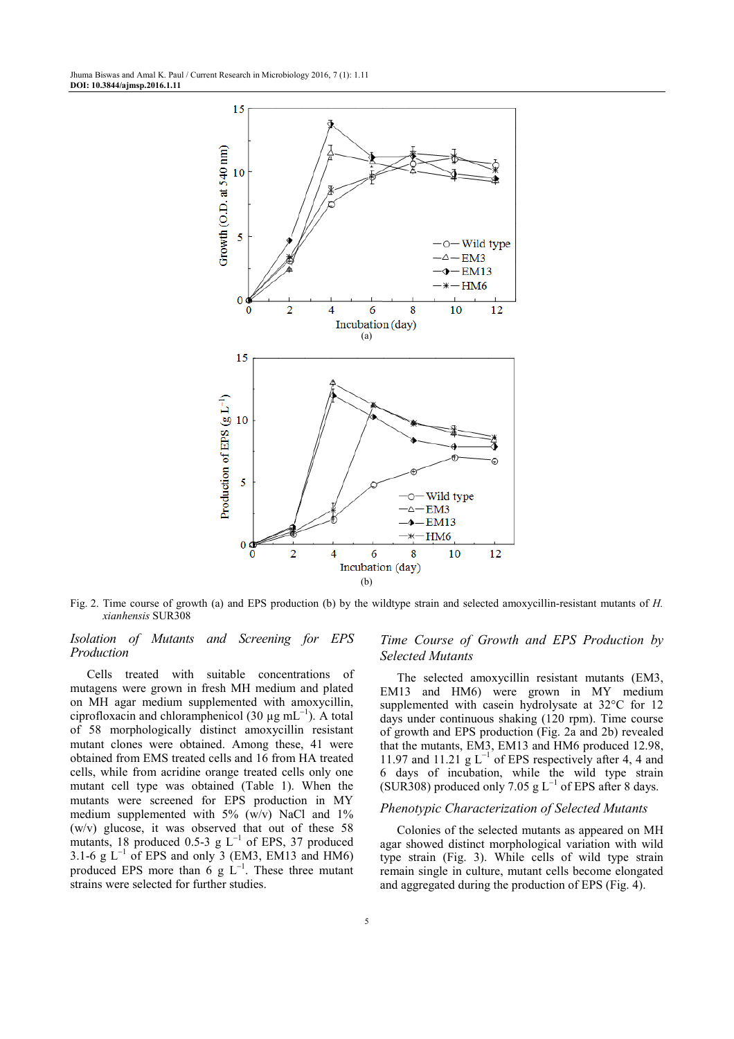Fig. 2. Time course of growth (a) and EPS production (b) by the wildtype strain and selected amoxycillin-resistant mutants of *H. xianhensis* SUR308

### *Isolation of Mutants and Screening for EPS Production*

Cells treated with suitable concentrations of mutagens were grown in fresh MH medium and plated on MH agar medium supplemented with amoxycillin, ciprofloxacin and chloramphenicol (30 µg $mL^{-1}$). A total of 58 morphologically distinct amoxycillin resistant mutant clones were obtained. Among these, 41 were obtained from EMS treated cells and 16 from HA treated cells, while from acridine orange treated cells only one mutant cell type was obtained (Table 1). When the mutants were screened for EPS production in MY medium supplemented with 5% (w/v) NaCl and 1% (w/v) glucose, it was observed that out of these 58 mutants, 18 produced 0.5-3 g $L^{-1}$ of EPS, 37 produced 3.1-6 g $L^{-1}$ of EPS and only 3 (EM3, EM13 and HM6) produced EPS more than 6 g $L^{-1}$. These three mutant strains were selected for further studies.

### *Time Course of Growth and EPS Production by Selected Mutants*

The selected amoxycillin resistant mutants (EM3, EM13 and HM6) were grown in MY medium supplemented with casein hydrolysate at 32°C for 12 days under continuous shaking (120 rpm). Time course of growth and EPS production (Fig. 2a and 2b) revealed that the mutants, EM3, EM13 and HM6 produced 12.98, 11.97 and 11.21 g $L^{-1}$ of EPS respectively after 4, 4 and 6 days of incubation, while the wild type strain (SUR308) produced only 7.05 g $L^{-1}$ of EPS after 8 days.

### *Phenotypic Characterization of Selected Mutants*

Colonies of the selected mutants as appeared on MH agar showed distinct morphological variation with wild type strain (Fig. 3). While cells of wild type strain remain single in culture, mutant cells become elongated and aggregated during the production of EPS (Fig. 4).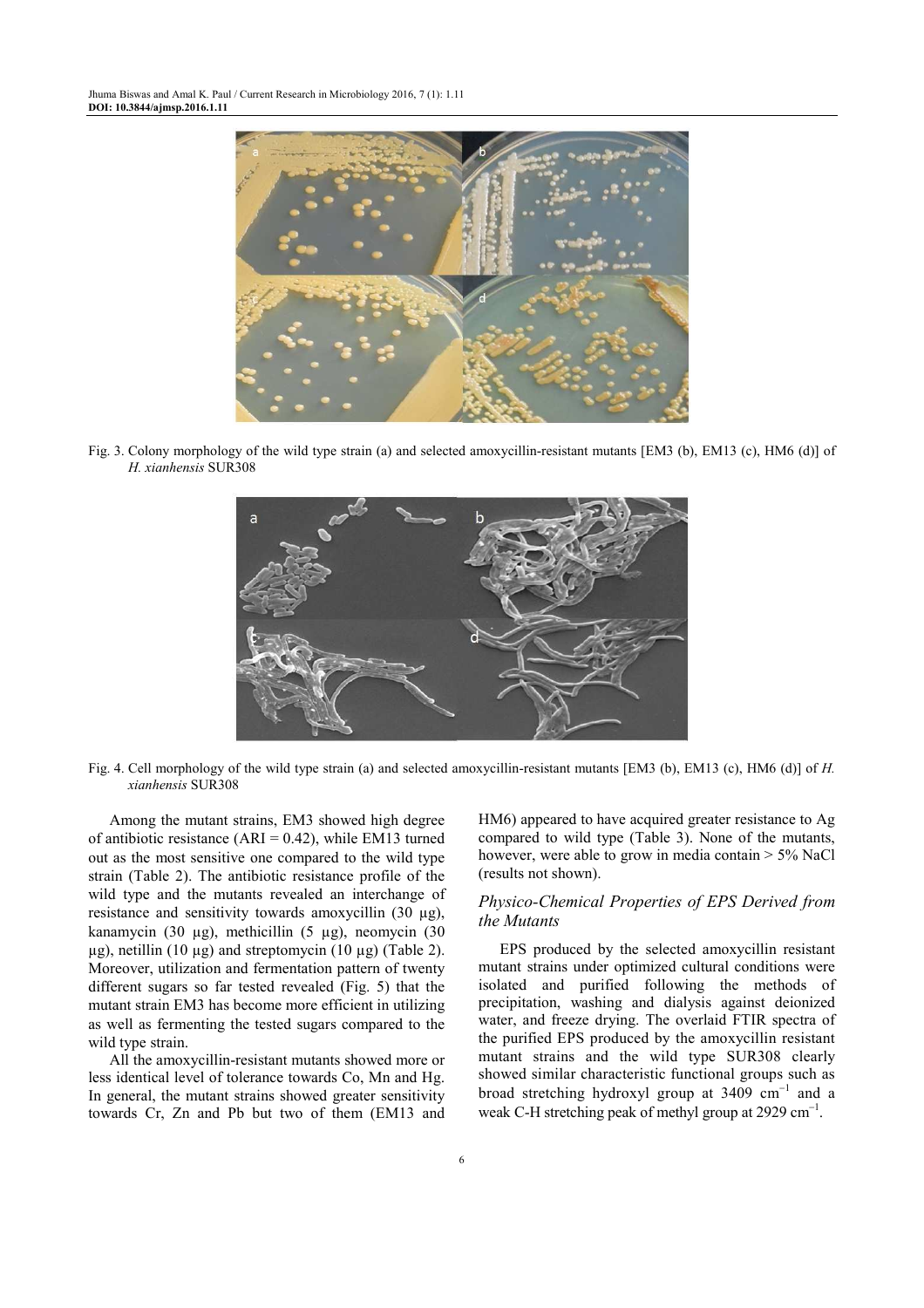Fig. 3. Colony morphology of the wild type strain (a) and selected amoxycillin-resistant mutants [EM3 (b), EM13 (c), HM6 (d)] of *H. xianhensis* SUR308

Fig. 4. Cell morphology of the wild type strain (a) and selected amoxycillin-resistant mutants [EM3 (b), EM13 (c), HM6 (d)] of *H. xianhensis* SUR308

Among the mutant strains, EM3 showed high degree of antibiotic resistance (ARI = 0.42), while EM13 turned out as the most sensitive one compared to the wild type strain (Table 2). The antibiotic resistance profile of the wild type and the mutants revealed an interchange of resistance and sensitivity towards amoxycillin (30 µg), kanamycin (30 µg), methicillin (5 µg), neomycin (30 µg), netillin (10 µg) and streptomycin (10 µg) (Table 2). Moreover, utilization and fermentation pattern of twenty different sugars so far tested revealed (Fig. 5) that the mutant strain EM3 has become more efficient in utilizing as well as fermenting the tested sugars compared to the wild type strain.

All the amoxycillin-resistant mutants showed more or less identical level of tolerance towards Co, Mn and Hg. In general, the mutant strains showed greater sensitivity towards Cr, Zn and Pb but two of them (EM13 and HM6) appeared to have acquired greater resistance to Ag compared to wild type (Table 3). None of the mutants, however, were able to grow in media contain > 5% NaCl (results not shown).

### Physico-Chemical Properties of EPS Derived from the Mutants

EPS produced by the selected amoxycillin resistant mutant strains under optimized cultural conditions were isolated and purified following the methods of precipitation, washing and dialysis against deionized water, and freeze drying. The overlaid FTIR spectra of the purified EPS produced by the amoxycillin resistant mutant strains and the wild type SUR308 clearly showed similar characteristic functional groups such as broad stretching hydroxyl group at 3409 $cm^{-1}$ and a weak C-H stretching peak of methyl group at 2929 $cm^{-1}$.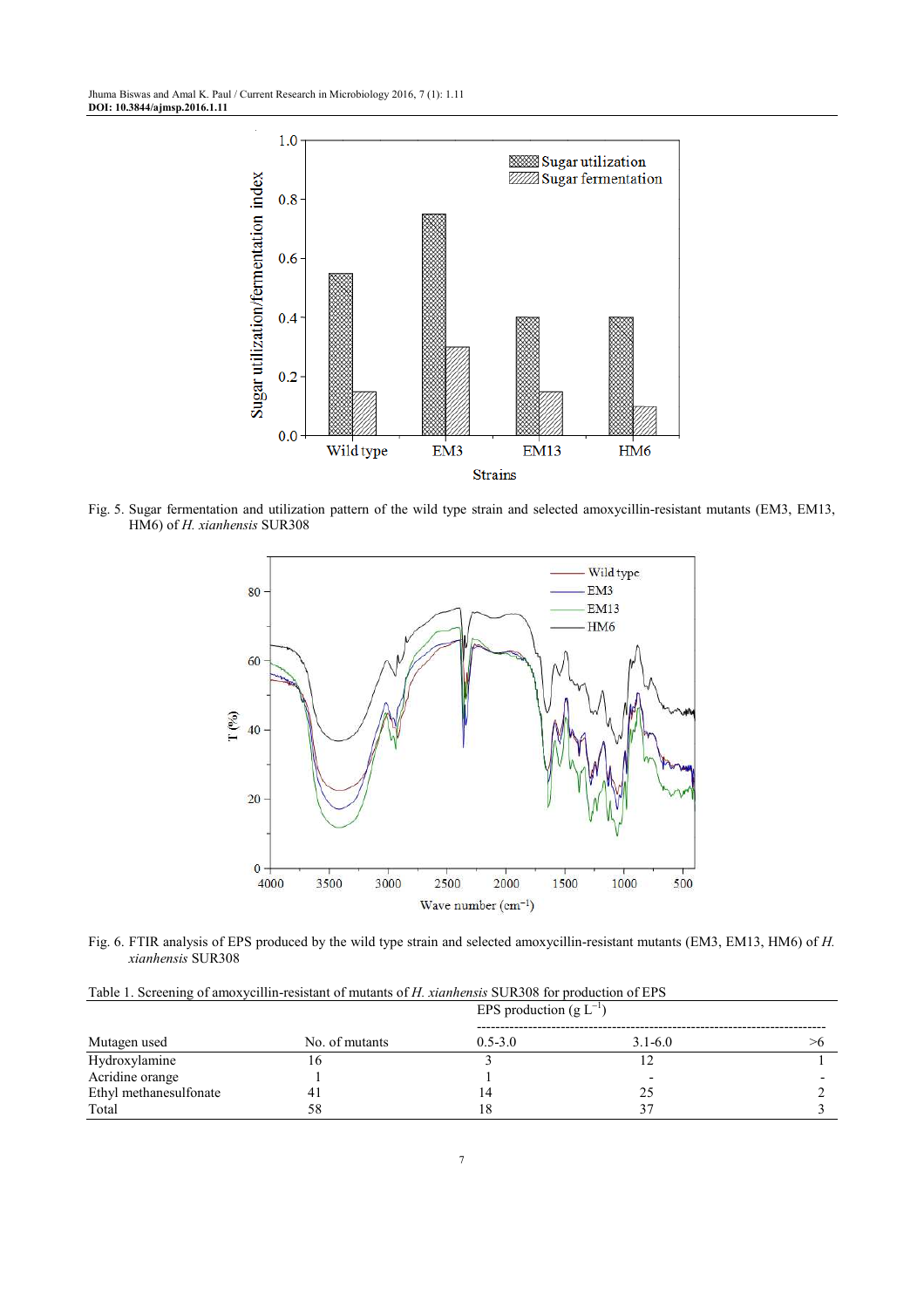Fig. 5. Sugar fermentation and utilization pattern of the wild type strain and selected amoxycillin-resistant mutants (EM3, EM13, HM6) of *H. xianhensis* SUR308

Fig. 6. FTIR analysis of EPS produced by the wild type strain and selected amoxycillin-resistant mutants (EM3, EM13, HM6) of *H. xianhensis* SUR308

Table 1. Screening of amoxycillin-resistant of mutants of *H. xianhensis* SUR308 for production of EPS

| Mutagen used | No. of mutants | EPS production (g $L^{-1}$) | | |
|---|---|---|---|---|
| | | 0.5-3.0 | 3.1-6.0 | >6 |
| Hydroxylamine | 16 | 3 | 12 | 1 |
| Acridine orange | 1 | 1 | - | - |
| Ethyl methanesulfonate | 41 | 14 | 25 | 2 |
| Total | 58 | 18 | 37 | 3 |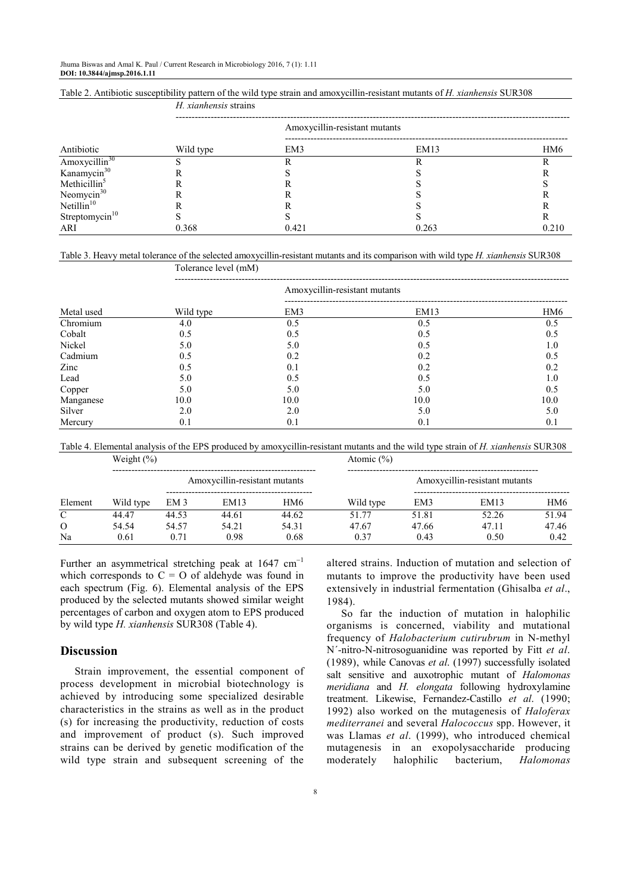Table 2. Antibiotic susceptibility pattern of the wild type strain and amoxycillin-resistant mutants of *H. xianhensis* SUR308

| Antibiotic | *H. xianhensis* strains | | | |
|---|---|---|---|---|
| | Wild type | Amoxycillin-resistant mutants | | |
| | | EM3 | EM13 | HM6 |
| Amoxycillin[30] | S | R | R | R |
| Kanamycin[30] | R | S | S | R |
| Methicillin[5] | R | R | S | S |
| Neomycin[30] | R | R | S | R |
| Netillin[10] | R | R | S | R |
| Streptomycin[10] | S | S | S | R |
| ARI | 0.368 | 0.421 | 0.263 | 0.210 |

Table 3. Heavy metal tolerance of the selected amoxycillin-resistant mutants and its comparison with wild type *H. xianhensis* SUR308

| Metal used | Tolerance level (mM) | | | |
|---|---|---|---|---|
| | Wild type | Amoxycillin-resistant mutants | | |
| | | EM3 | EM13 | HM6 |
| Chromium | 4.0 | 0.5 | 0.5 | 0.5 |
| Cobalt | 0.5 | 0.5 | 0.5 | 0.5 |
| Nickel | 5.0 | 5.0 | 0.5 | 1.0 |
| Cadmium | 0.5 | 0.2 | 0.2 | 0.5 |
| Zinc | 0.5 | 0.1 | 0.2 | 0.2 |
| Lead | 5.0 | 0.5 | 0.5 | 1.0 |
| Copper | 5.0 | 5.0 | 5.0 | 0.5 |
| Manganese | 10.0 | 10.0 | 10.0 | 10.0 |
| Silver | 2.0 | 2.0 | 5.0 | 5.0 |
| Mercury | 0.1 | 0.1 | 0.1 | 0.1 |

Table 4. Elemental analysis of the EPS produced by amoxycillin-resistant mutants and the wild type strain of *H. xianhensis* SUR308

| Element | Weight (%) | | | | Atomic (%) | | | |
|---|---|---|---|---|---|---|---|---|
| | Wild type | Amoxycillin-resistant mutants | | | Wild type | Amoxycillin-resistant mutants | | |
| | | EM 3 | EM13 | HM6 | | EM3 | EM13 | HM6 |
| C | 44.47 | 44.53 | 44.61 | 44.62 | 51.77 | 51.81 | 52.26 | 51.94 |
| O | 54.54 | 54.57 | 54.21 | 54.31 | 47.67 | 47.66 | 47.11 | 47.46 |
| Na | 0.61 | 0.71 | 0.98 | 0.68 | 0.37 | 0.43 | 0.50 | 0.42 |

Further an asymmetrical stretching peak at 1647 $cm^{-1}$ which corresponds to C = O of aldehyde was found in each spectrum (Fig. 6). Elemental analysis of the EPS produced by the selected mutants showed similar weight percentages of carbon and oxygen atom to EPS produced by wild type *H. xianhensis* SUR308 (Table 4).

## Discussion

Strain improvement, the essential component of process development in microbial biotechnology is achieved by introducing some specialized desirable characteristics in the strains as well as in the product (s) for increasing the productivity, reduction of costs and improvement of product (s). Such improved strains can be derived by genetic modification of the wild type strain and subsequent screening of the altered strains. Induction of mutation and selection of mutants to improve the productivity have been used extensively in industrial fermentation (Ghisalba *et al*., 1984).

So far the induction of mutation in halophilic organisms is concerned, viability and mutational frequency of *Halobacterium cutirubrum* in N-methyl N′-nitro-N-nitrosoguanidine was reported by Fitt *et al*. (1989), while Canovas *et al*. (1997) successfully isolated salt sensitive and auxotrophic mutant of *Halomonas meridiana* and *H. elongata* following hydroxylamine treatment. Likewise, Fernandez-Castillo *et al*. (1990; 1992) also worked on the mutagenesis of *Haloferax mediterranei* and several *Halococcus* spp. However, it was Llamas *et al*. (1999), who introduced chemical mutagenesis in an exopolysaccharide producing moderately halophilic bacterium, *Halomonas*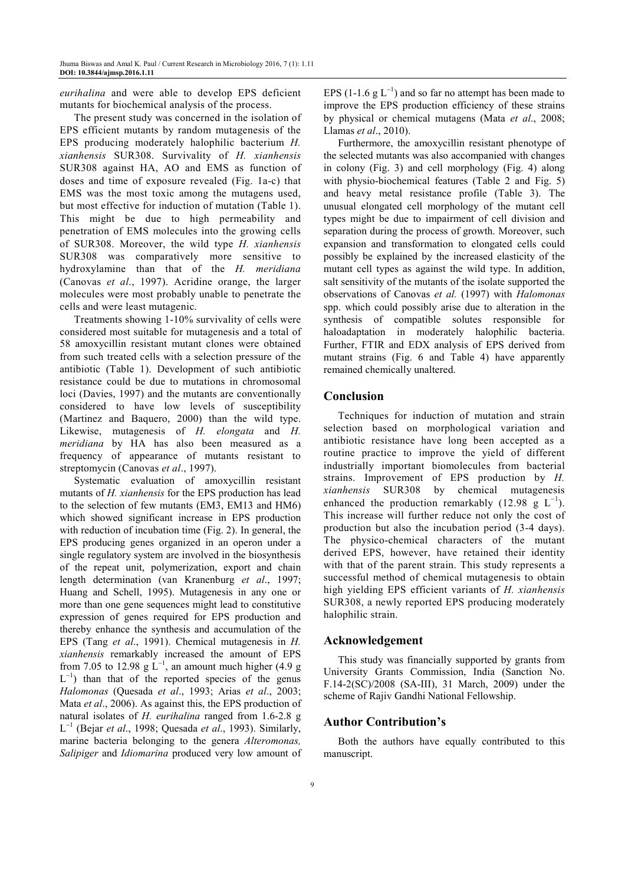*eurihalina* and were able to develop EPS deficient mutants for biochemical analysis of the process.

The present study was concerned in the isolation of EPS efficient mutants by random mutagenesis of the EPS producing moderately halophilic bacterium *H. xianhensis* SUR308. Survivality of *H. xianhensis* SUR308 against HA, AO and EMS as function of doses and time of exposure revealed (Fig. 1a-c) that EMS was the most toxic among the mutagens used, but most effective for induction of mutation (Table 1). This might be due to high permeability and penetration of EMS molecules into the growing cells of SUR308. Moreover, the wild type *H. xianhensis* SUR308 was comparatively more sensitive to hydroxylamine than that of the *H. meridiana* (Canovas *et al*., 1997). Acridine orange, the larger molecules were most probably unable to penetrate the cells and were least mutagenic.

Treatments showing 1-10% survivality of cells were considered most suitable for mutagenesis and a total of 58 amoxycillin resistant mutant clones were obtained from such treated cells with a selection pressure of the antibiotic (Table 1). Development of such antibiotic resistance could be due to mutations in chromosomal loci (Davies, 1997) and the mutants are conventionally considered to have low levels of susceptibility (Martinez and Baquero, 2000) than the wild type. Likewise, mutagenesis of *H. elongata* and *H. meridiana* by HA has also been measured as a frequency of appearance of mutants resistant to streptomycin (Canovas *et al*., 1997).

Systematic evaluation of amoxycillin resistant mutants of *H. xianhensis* for the EPS production has lead to the selection of few mutants (EM3, EM13 and HM6) which showed significant increase in EPS production with reduction of incubation time (Fig. 2). In general, the EPS producing genes organized in an operon under a single regulatory system are involved in the biosynthesis of the repeat unit, polymerization, export and chain length determination (van Kranenburg *et al*., 1997; Huang and Schell, 1995). Mutagenesis in any one or more than one gene sequences might lead to constitutive expression of genes required for EPS production and thereby enhance the synthesis and accumulation of the EPS (Tang *et al*., 1991). Chemical mutagenesis in *H. xianhensis* remarkably increased the amount of EPS from 7.05 to 12.98 g $L^{-1}$, an amount much higher (4.9 g $L^{-1}$) than that of the reported species of the genus *Halomonas* (Quesada *et al*., 1993; Arias *et al*., 2003; Mata *et al*., 2006). As against this, the EPS production of natural isolates of *H. eurihalina* ranged from 1.6-2.8 g $L^{-1}$ (Bejar *et al*., 1998; Quesada *et al*., 1993). Similarly, marine bacteria belonging to the genera *Alteromonas, Salipiger* and *Idiomarina* produced very low amount of EPS (1-1.6 g $L^{-1}$) and so far no attempt has been made to improve the EPS production efficiency of these strains by physical or chemical mutagens (Mata *et al*., 2008; Llamas *et al*., 2010).

Furthermore, the amoxycillin resistant phenotype of the selected mutants was also accompanied with changes in colony (Fig. 3) and cell morphology (Fig. 4) along with physio-biochemical features (Table 2 and Fig. 5) and heavy metal resistance profile (Table 3). The unusual elongated cell morphology of the mutant cell types might be due to impairment of cell division and separation during the process of growth. Moreover, such expansion and transformation to elongated cells could possibly be explained by the increased elasticity of the mutant cell types as against the wild type. In addition, salt sensitivity of the mutants of the isolate supported the observations of Canovas *et al.* (1997) with *Halomonas* spp. which could possibly arise due to alteration in the synthesis of compatible solutes responsible for haloadaptation in moderately halophilic bacteria. Further, FTIR and EDX analysis of EPS derived from mutant strains (Fig. 6 and Table 4) have apparently remained chemically unaltered.

## Conclusion

Techniques for induction of mutation and strain selection based on morphological variation and antibiotic resistance have long been accepted as a routine practice to improve the yield of different industrially important biomolecules from bacterial strains. Improvement of EPS production by *H. xianhensis* SUR308 by chemical mutagenesis enhanced the production remarkably (12.98 g $L^{-1}$). This increase will further reduce not only the cost of production but also the incubation period (3-4 days). The physico-chemical characters of the mutant derived EPS, however, have retained their identity with that of the parent strain. This study represents a successful method of chemical mutagenesis to obtain high yielding EPS efficient variants of *H. xianhensis* SUR308, a newly reported EPS producing moderately halophilic strain.

## Acknowledgement

This study was financially supported by grants from University Grants Commission, India (Sanction No. F.14-2(SC)/2008 (SA-III), 31 March, 2009) under the scheme of Rajiv Gandhi National Fellowship.

## Author Contribution's

Both the authors have equally contributed to this manuscript.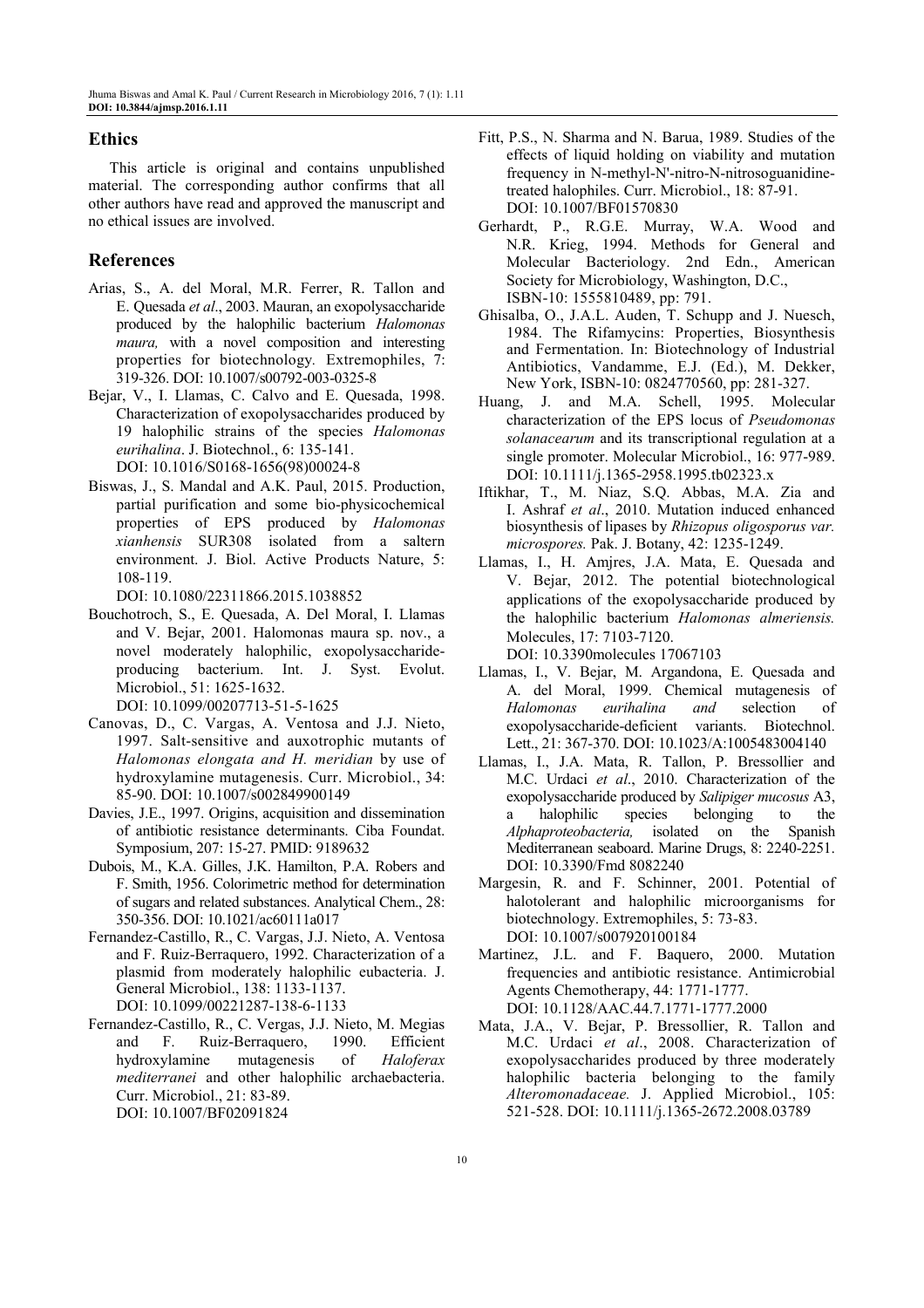## Ethics

This article is original and contains unpublished material. The corresponding author confirms that all other authors have read and approved the manuscript and no ethical issues are involved.

## References

Arias, S., A. del Moral, M.R. Ferrer, R. Tallon and E. Quesada *et al*., 2003. Mauran, an exopolysaccharide produced by the halophilic bacterium *Halomonas maura,* with a novel composition and interesting properties for biotechnology*.* Extremophiles, 7: 319-326. DOI: 10.1007/s00792-003-0325-8

Bejar, V., I. Llamas, C. Calvo and E. Quesada, 1998. Characterization of exopolysaccharides produced by 19 halophilic strains of the species *Halomonas eurihalina*. J. Biotechnol., 6: 135-141. DOI: 10.1016/S0168-1656(98)00024-8

Biswas, J., S. Mandal and A.K. Paul, 2015. Production, partial purification and some bio-physicochemical properties of EPS produced by *Halomonas xianhensis* SUR308 isolated from a saltern environment. J. Biol. Active Products Nature, 5: 108-119.
DOI: 10.1080/22311866.2015.1038852

Bouchotroch, S., E. Quesada, A. Del Moral, I. Llamas and V. Bejar, 2001. Halomonas maura sp. nov., a novel moderately halophilic, exopolysaccharide-producing bacterium. Int. J. Syst. Evolut. Microbiol., 51: 1625-1632.
DOI: 10.1099/00207713-51-5-1625

Canovas, D., C. Vargas, A. Ventosa and J.J. Nieto, 1997. Salt-sensitive and auxotrophic mutants of *Halomonas elongata and H. meridian* by use of hydroxylamine mutagenesis. Curr. Microbiol., 34: 85-90. DOI: 10.1007/s002849900149

Davies, J.E., 1997. Origins, acquisition and dissemination of antibiotic resistance determinants. Ciba Foundat. Symposium, 207: 15-27. PMID: 9189632

Dubois, M., K.A. Gilles, J.K. Hamilton, P.A. Robers and F. Smith, 1956. Colorimetric method for determination of sugars and related substances. Analytical Chem., 28: 350-356. DOI: 10.1021/ac60111a017

Fernandez-Castillo, R., C. Vargas, J.J. Nieto, A. Ventosa and F. Ruiz-Berraquero, 1992. Characterization of a plasmid from moderately halophilic eubacteria. J. General Microbiol., 138: 1133-1137.
DOI: 10.1099/00221287-138-6-1133

Fernandez-Castillo, R., C. Vergas, J.J. Nieto, M. Megias and F. Ruiz-Berraquero, 1990. Efficient hydroxylamine mutagenesis of *Haloferax mediterranei* and other halophilic archaebacteria. Curr. Microbiol., 21: 83-89.
DOI: 10.1007/BF02091824

Fitt, P.S., N. Sharma and N. Barua, 1989. Studies of the effects of liquid holding on viability and mutation frequency in N-methyl-N'-nitro-N-nitrosoguanidine-treated halophiles. Curr. Microbiol., 18: 87-91.
DOI: 10.1007/BF01570830

Gerhardt, P., R.G.E. Murray, W.A. Wood and N.R. Krieg, 1994. Methods for General and Molecular Bacteriology. 2nd Edn., American Society for Microbiology, Washington, D.C., ISBN-10: 1555810489, pp: 791.

Ghisalba, O., J.A.L. Auden, T. Schupp and J. Nuesch, 1984. The Rifamycins: Properties, Biosynthesis and Fermentation. In: Biotechnology of Industrial Antibiotics, Vandamme, E.J. (Ed.), M. Dekker, New York, ISBN-10: 0824770560, pp: 281-327.

Huang, J. and M.A. Schell, 1995. Molecular characterization of the EPS locus of *Pseudomonas solanacearum* and its transcriptional regulation at a single promoter. Molecular Microbiol., 16: 977-989. DOI: 10.1111/j.1365-2958.1995.tb02323.x

Iftikhar, T., M. Niaz, S.Q. Abbas, M.A. Zia and I. Ashraf *et al*., 2010. Mutation induced enhanced biosynthesis of lipases by *Rhizopus oligosporus var. microspores.* Pak. J. Botany, 42: 1235-1249.

Llamas, I., H. Amjres, J.A. Mata, E. Quesada and V. Bejar, 2012. The potential biotechnological applications of the exopolysaccharide produced by the halophilic bacterium *Halomonas almeriensis.* Molecules, 17: 7103-7120.
DOI: 10.3390molecules 17067103

Llamas, I., V. Bejar, M. Argandona, E. Quesada and A. del Moral, 1999. Chemical mutagenesis of *Halomonas eurihalina and* selection of exopolysaccharide-deficient variants. Biotechnol. Lett., 21: 367-370. DOI: 10.1023/A:1005483004140

Llamas, I., J.A. Mata, R. Tallon, P. Bressollier and M.C. Urdaci *et al*., 2010. Characterization of the exopolysaccharide produced by *Salipiger mucosus* A3, a halophilic species belonging to the *Alphaproteobacteria,* isolated on the Spanish Mediterranean seaboard. Marine Drugs, 8: 2240-2251. DOI: 10.3390/Fmd 8082240

Margesin, R. and F. Schinner, 2001. Potential of halotolerant and halophilic microorganisms for biotechnology. Extremophiles, 5: 73-83.
DOI: 10.1007/s007920100184

Martinez, J.L. and F. Baquero, 2000. Mutation frequencies and antibiotic resistance. Antimicrobial Agents Chemotherapy, 44: 1771-1777.
DOI: 10.1128/AAC.44.7.1771-1777.2000

Mata, J.A., V. Bejar, P. Bressollier, R. Tallon and M.C. Urdaci *et al*., 2008. Characterization of exopolysaccharides produced by three moderately halophilic bacteria belonging to the family *Alteromonadaceae.* J. Applied Microbiol., 105: 521-528. DOI: 10.1111/j.1365-2672.2008.03789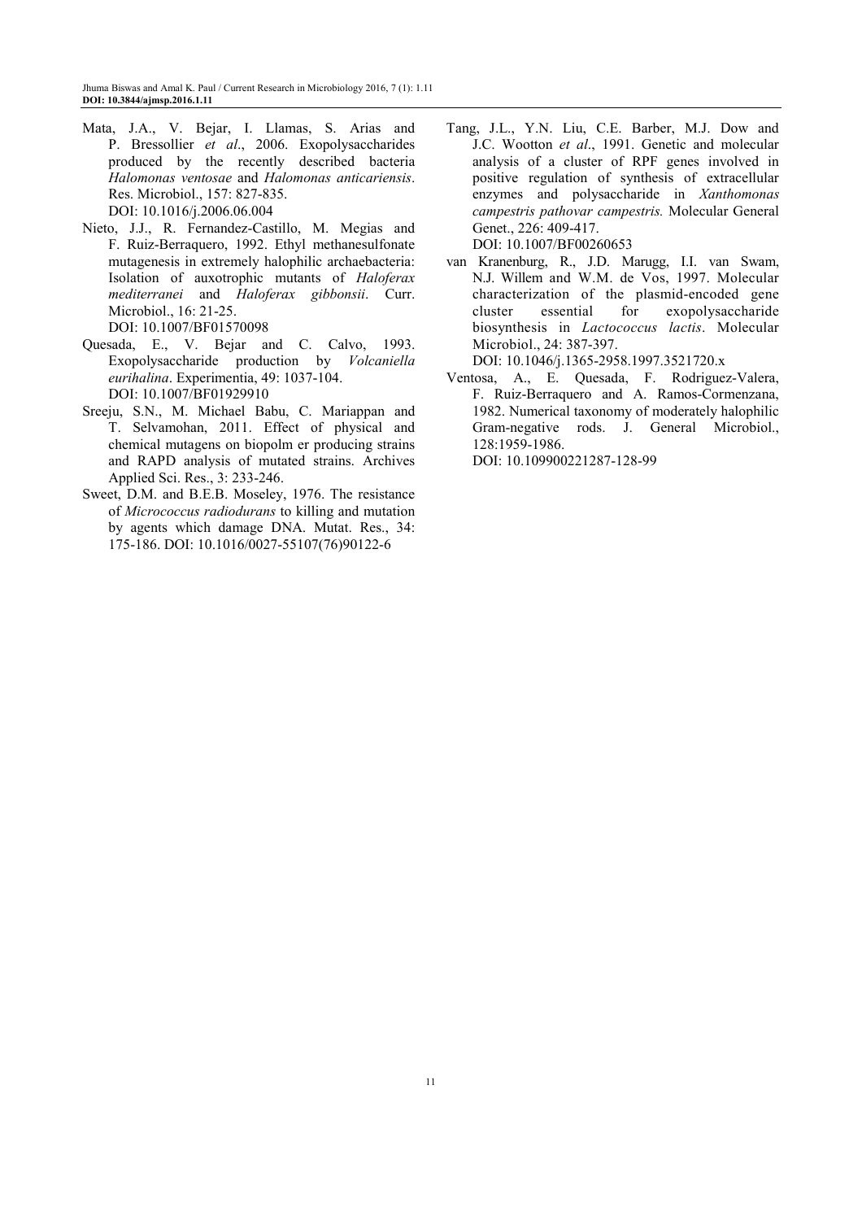Mata, J.A., V. Bejar, I. Llamas, S. Arias and P. Bressollier *et al*., 2006. Exopolysaccharides produced by the recently described bacteria *Halomonas ventosae* and *Halomonas anticariensis*. Res. Microbiol., 157: 827-835. DOI: 10.1016/j.2006.06.004

Nieto, J.J., R. Fernandez-Castillo, M. Megias and F. Ruiz-Berraquero, 1992. Ethyl methanesulfonate mutagenesis in extremely halophilic archaebacteria: Isolation of auxotrophic mutants of *Haloferax mediterranei* and *Haloferax gibbonsii*. Curr. Microbiol., 16: 21-25. DOI: 10.1007/BF01570098

Quesada, E., V. Bejar and C. Calvo, 1993. Exopolysaccharide production by *Volcaniella eurihalina*. Experimentia, 49: 1037-104. DOI: 10.1007/BF01929910

Sreeju, S.N., M. Michael Babu, C. Mariappan and T. Selvamohan, 2011. Effect of physical and chemical mutagens on biopolm er producing strains and RAPD analysis of mutated strains. Archives Applied Sci. Res., 3: 233-246.

Sweet, D.M. and B.E.B. Moseley, 1976. The resistance of *Micrococcus radiodurans* to killing and mutation by agents which damage DNA. Mutat. Res., 34: 175-186. DOI: 10.1016/0027-55107(76)90122-6

Tang, J.L., Y.N. Liu, C.E. Barber, M.J. Dow and J.C. Wootton *et al*., 1991. Genetic and molecular analysis of a cluster of RPF genes involved in positive regulation of synthesis of extracellular enzymes and polysaccharide in *Xanthomonas campestris pathovar campestris.* Molecular General Genet., 226: 409-417. DOI: 10.1007/BF00260653

van Kranenburg, R., J.D. Marugg, I.I. van Swam, N.J. Willem and W.M. de Vos, 1997. Molecular characterization of the plasmid-encoded gene cluster essential for exopolysaccharide biosynthesis in *Lactococcus lactis*. Molecular Microbiol., 24: 387-397. DOI: 10.1046/j.1365-2958.1997.3521720.x

Ventosa, A., E. Quesada, F. Rodriguez-Valera, F. Ruiz-Berraquero and A. Ramos-Cormenzana, 1982. Numerical taxonomy of moderately halophilic Gram-negative rods. J. General Microbiol., 128:1959-1986. DOI: 10.109900221287-128-99